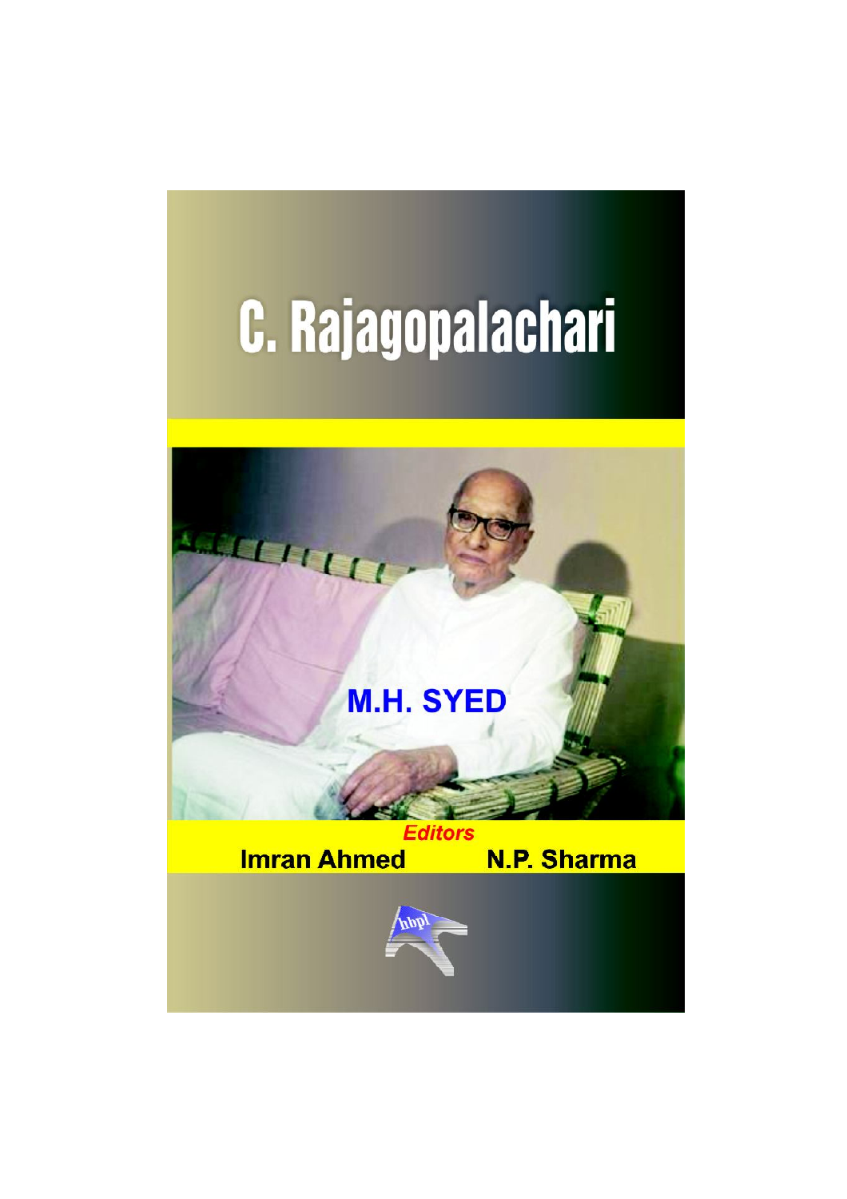# C. Rajagopalachari

**M.H. SYED**

*Editors*

**Imran Ahmed** **N.P. Sharma**

hbpl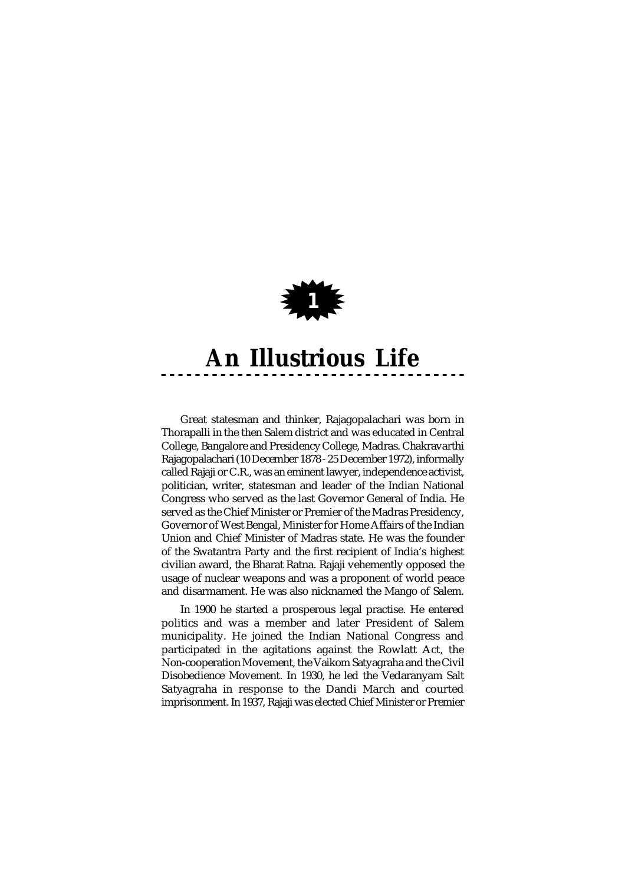# 1

# An Illustrious Life

Great statesman and thinker, Rajagopalachari was born in Thorapalli in the then Salem district and was educated in Central College, Bangalore and Presidency College, Madras. Chakravarthi Rajagopalachari (10 December 1878 - 25 December 1972), informally called Rajaji or C.R., was an eminent lawyer, independence activist, politician, writer, statesman and leader of the Indian National Congress who served as the last Governor General of India. He served as the Chief Minister or Premier of the Madras Presidency, Governor of West Bengal, Minister for Home Affairs of the Indian Union and Chief Minister of Madras state. He was the founder of the Swatantra Party and the first recipient of India's highest civilian award, the Bharat Ratna. Rajaji vehemently opposed the usage of nuclear weapons and was a proponent of world peace and disarmament. He was also nicknamed the Mango of Salem.

In 1900 he started a prosperous legal practise. He entered politics and was a member and later President of Salem municipality. He joined the Indian National Congress and participated in the agitations against the Rowlatt Act, the Non-cooperation Movement, the Vaikom Satyagraha and the Civil Disobedience Movement. In 1930, he led the Vedaranyam Salt Satyagraha in response to the Dandi March and courted imprisonment. In 1937, Rajaji was elected Chief Minister or Premier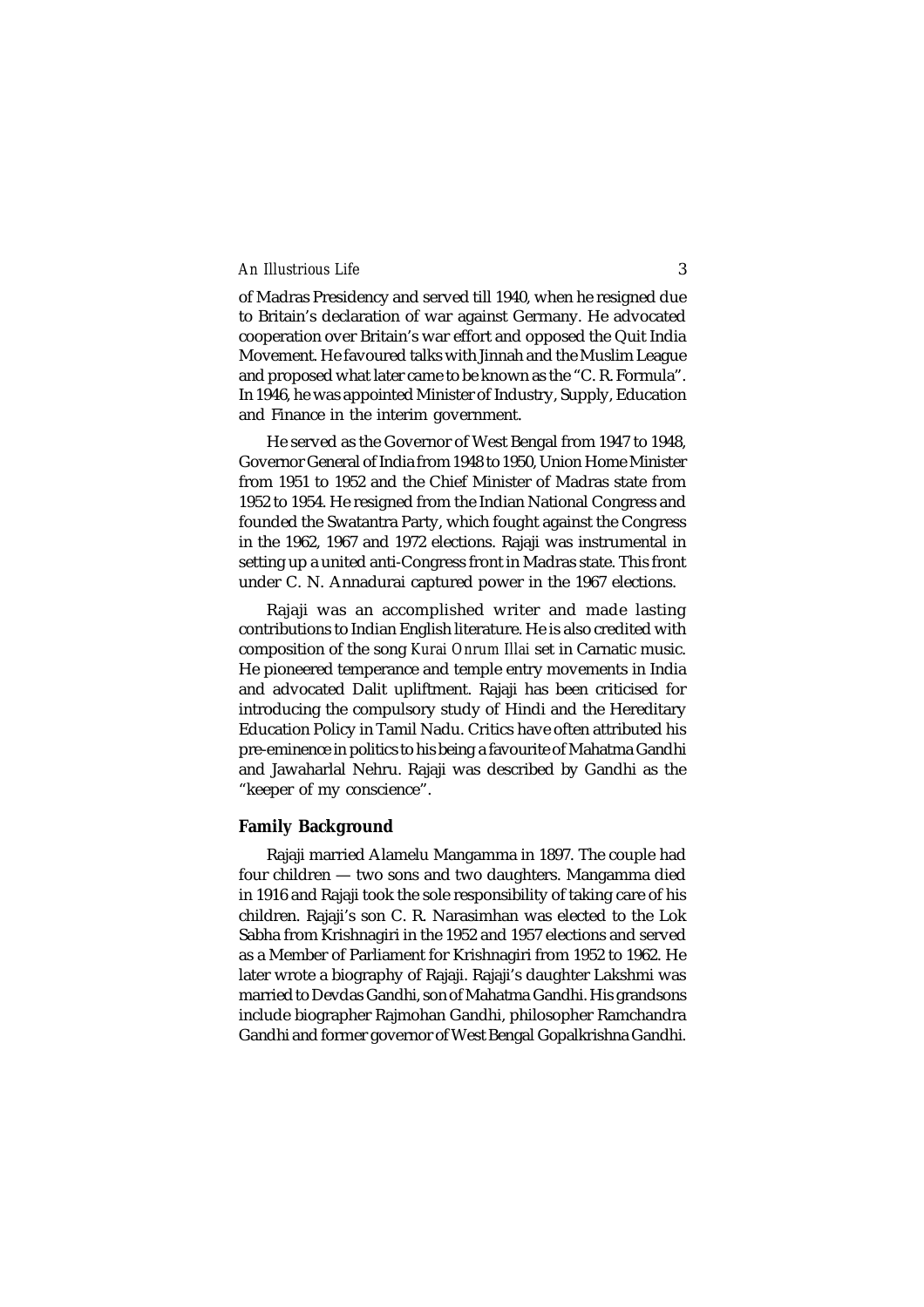of Madras Presidency and served till 1940, when he resigned due to Britain's declaration of war against Germany. He advocated cooperation over Britain's war effort and opposed the Quit India Movement. He favoured talks with Jinnah and the Muslim League and proposed what later came to be known as the "C. R. Formula". In 1946, he was appointed Minister of Industry, Supply, Education and Finance in the interim government.

He served as the Governor of West Bengal from 1947 to 1948, Governor General of India from 1948 to 1950, Union Home Minister from 1951 to 1952 and the Chief Minister of Madras state from 1952 to 1954. He resigned from the Indian National Congress and founded the Swatantra Party, which fought against the Congress in the 1962, 1967 and 1972 elections. Rajaji was instrumental in setting up a united anti-Congress front in Madras state. This front under C. N. Annadurai captured power in the 1967 elections.

Rajaji was an accomplished writer and made lasting contributions to Indian English literature. He is also credited with composition of the song *Kurai Onrum Illai* set in Carnatic music. He pioneered temperance and temple entry movements in India and advocated Dalit upliftment. Rajaji has been criticised for introducing the compulsory study of Hindi and the Hereditary Education Policy in Tamil Nadu. Critics have often attributed his pre-eminence in politics to his being a favourite of Mahatma Gandhi and Jawaharlal Nehru. Rajaji was described by Gandhi as the "keeper of my conscience".

## Family Background

Rajaji married Alamelu Mangamma in 1897. The couple had four children — two sons and two daughters. Mangamma died in 1916 and Rajaji took the sole responsibility of taking care of his children. Rajaji's son C. R. Narasimhan was elected to the Lok Sabha from Krishnagiri in the 1952 and 1957 elections and served as a Member of Parliament for Krishnagiri from 1952 to 1962. He later wrote a biography of Rajaji. Rajaji's daughter Lakshmi was married to Devdas Gandhi, son of Mahatma Gandhi. His grandsons include biographer Rajmohan Gandhi, philosopher Ramchandra Gandhi and former governor of West Bengal Gopalkrishna Gandhi.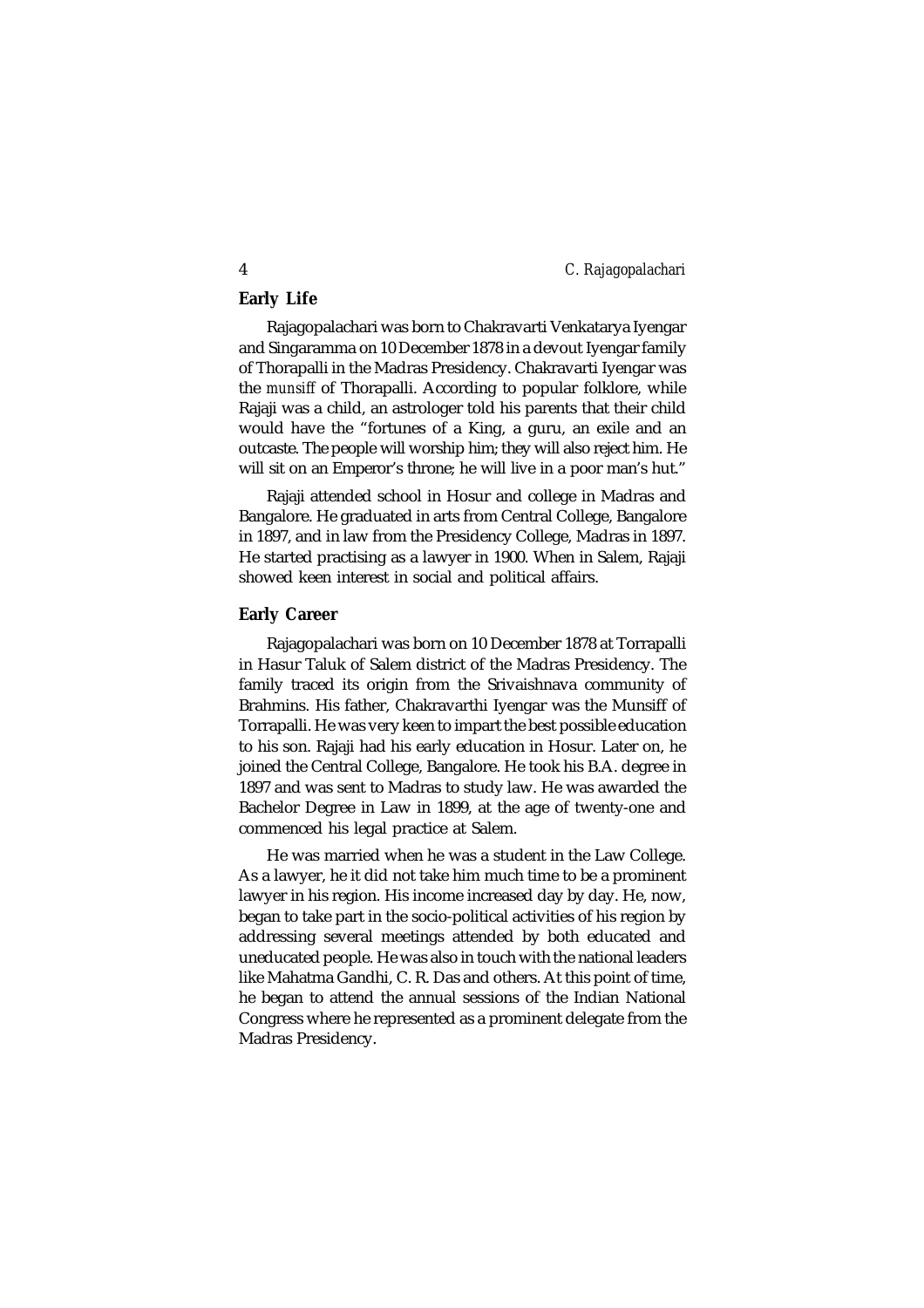## Early Life

Rajagopalachari was born to Chakravarti Venkatarya Iyengar and Singaramma on 10 December 1878 in a devout Iyengar family of Thorapalli in the Madras Presidency. Chakravarti Iyengar was the *munsiff* of Thorapalli. According to popular folklore, while Rajaji was a child, an astrologer told his parents that their child would have the "fortunes of a King, a guru, an exile and an outcaste. The people will worship him; they will also reject him. He will sit on an Emperor's throne; he will live in a poor man's hut."

Rajaji attended school in Hosur and college in Madras and Bangalore. He graduated in arts from Central College, Bangalore in 1897, and in law from the Presidency College, Madras in 1897. He started practising as a lawyer in 1900. When in Salem, Rajaji showed keen interest in social and political affairs.

## Early Career

Rajagopalachari was born on 10 December 1878 at Torrapalli in Hasur Taluk of Salem district of the Madras Presidency. The family traced its origin from the Srivaishnava community of Brahmins. His father, Chakravarthi Iyengar was the Munsiff of Torrapalli. He was very keen to impart the best possible education to his son. Rajaji had his early education in Hosur. Later on, he joined the Central College, Bangalore. He took his B.A. degree in 1897 and was sent to Madras to study law. He was awarded the Bachelor Degree in Law in 1899, at the age of twenty-one and commenced his legal practice at Salem.

He was married when he was a student in the Law College. As a lawyer, he it did not take him much time to be a prominent lawyer in his region. His income increased day by day. He, now, began to take part in the socio-political activities of his region by addressing several meetings attended by both educated and uneducated people. He was also in touch with the national leaders like Mahatma Gandhi, C. R. Das and others. At this point of time, he began to attend the annual sessions of the Indian National Congress where he represented as a prominent delegate from the Madras Presidency.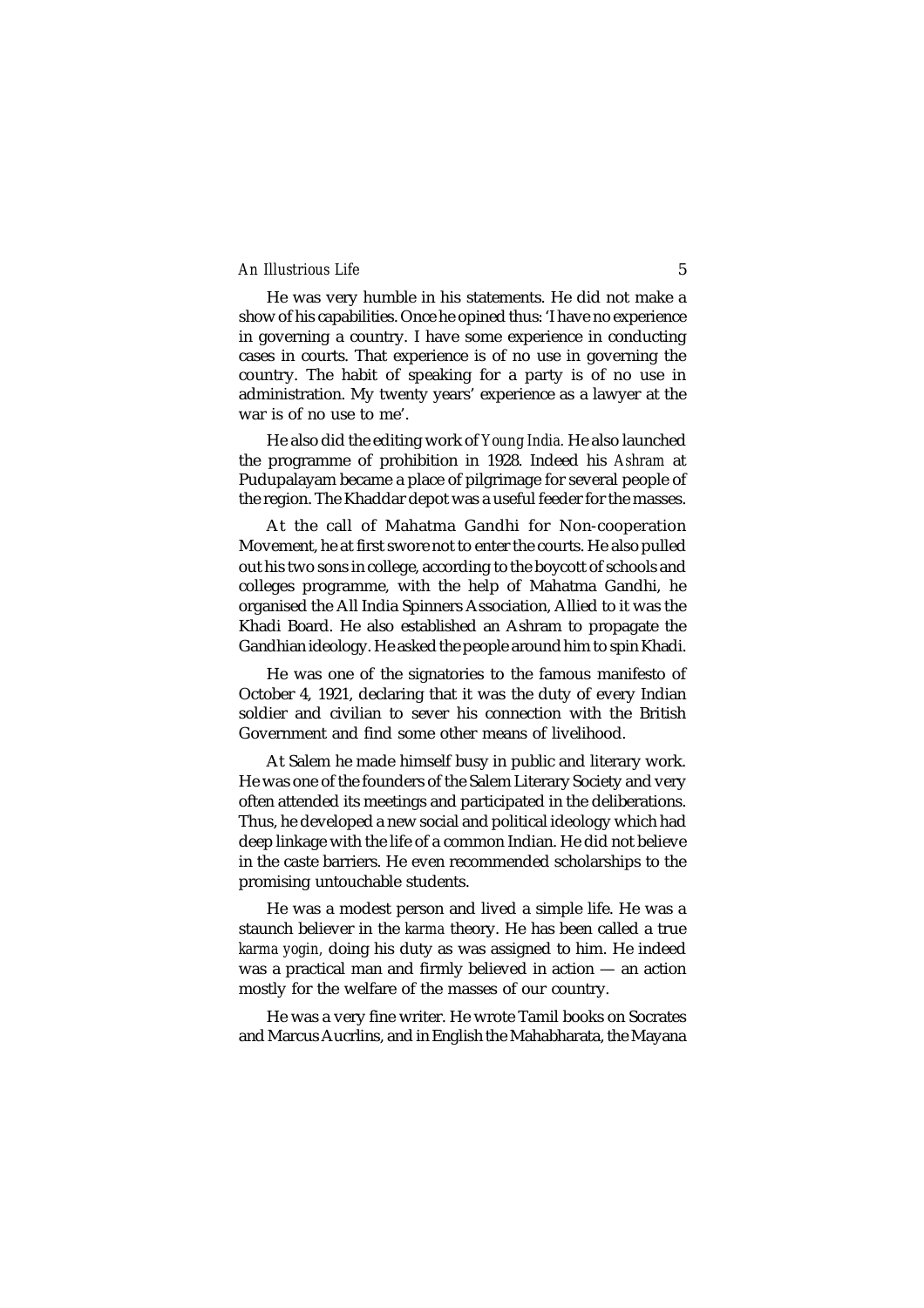He was very humble in his statements. He did not make a show of his capabilities. Once he opined thus: 'I have no experience in governing a country. I have some experience in conducting cases in courts. That experience is of no use in governing the country. The habit of speaking for a party is of no use in administration. My twenty years' experience as a lawyer at the war is of no use to me'.

He also did the editing work of *Young India*. He also launched the programme of prohibition in 1928. Indeed his *Ashram* at Pudupalayam became a place of pilgrimage for several people of the region. The Khaddar depot was a useful feeder for the masses.

At the call of Mahatma Gandhi for Non-cooperation Movement, he at first swore not to enter the courts. He also pulled out his two sons in college, according to the boycott of schools and colleges programme, with the help of Mahatma Gandhi, he organised the All India Spinners Association, Allied to it was the Khadi Board. He also established an Ashram to propagate the Gandhian ideology. He asked the people around him to spin Khadi.

He was one of the signatories to the famous manifesto of October 4, 1921, declaring that it was the duty of every Indian soldier and civilian to sever his connection with the British Government and find some other means of livelihood.

At Salem he made himself busy in public and literary work. He was one of the founders of the Salem Literary Society and very often attended its meetings and participated in the deliberations. Thus, he developed a new social and political ideology which had deep linkage with the life of a common Indian. He did not believe in the caste barriers. He even recommended scholarships to the promising untouchable students.

He was a modest person and lived a simple life. He was a staunch believer in the *karma* theory. He has been called a true *karma yogin,* doing his duty as was assigned to him. He indeed was a practical man and firmly believed in action — an action mostly for the welfare of the masses of our country.

He was a very fine writer. He wrote Tamil books on Socrates and Marcus Aucrlins, and in English the Mahabharata, the Mayana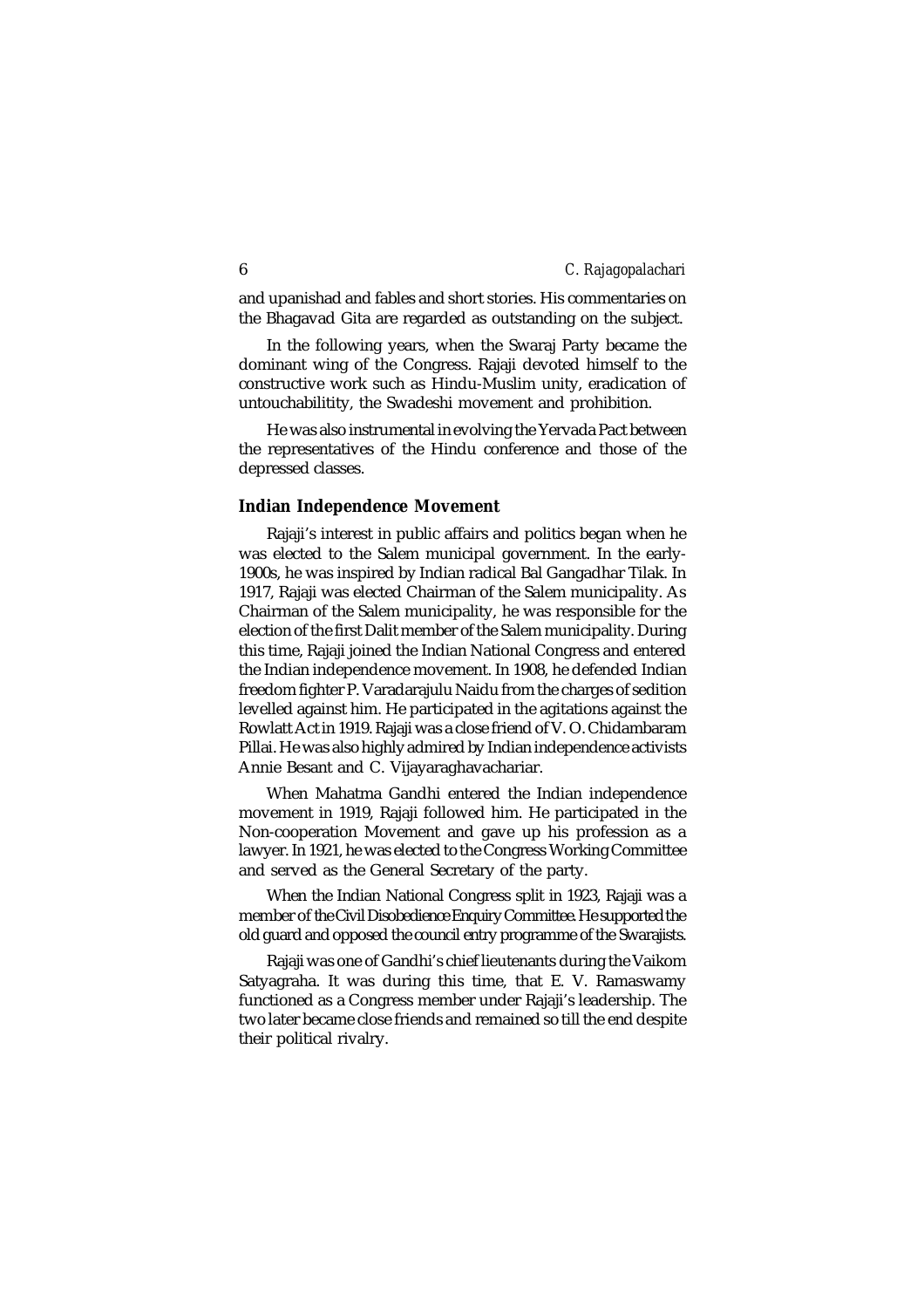and upanishad and fables and short stories. His commentaries on the Bhagavad Gita are regarded as outstanding on the subject.

In the following years, when the Swaraj Party became the dominant wing of the Congress. Rajaji devoted himself to the constructive work such as Hindu-Muslim unity, eradication of untouchabilitity, the Swadeshi movement and prohibition.

He was also instrumental in evolving the Yervada Pact between the representatives of the Hindu conference and those of the depressed classes.

## Indian Independence Movement

Rajaji's interest in public affairs and politics began when he was elected to the Salem municipal government. In the early-1900s, he was inspired by Indian radical Bal Gangadhar Tilak. In 1917, Rajaji was elected Chairman of the Salem municipality. As Chairman of the Salem municipality, he was responsible for the election of the first Dalit member of the Salem municipality. During this time, Rajaji joined the Indian National Congress and entered the Indian independence movement. In 1908, he defended Indian freedom fighter P. Varadarajulu Naidu from the charges of sedition levelled against him. He participated in the agitations against the Rowlatt Act in 1919. Rajaji was a close friend of V. O. Chidambaram Pillai. He was also highly admired by Indian independence activists Annie Besant and C. Vijayaraghavachariar.

When Mahatma Gandhi entered the Indian independence movement in 1919, Rajaji followed him. He participated in the Non-cooperation Movement and gave up his profession as a lawyer. In 1921, he was elected to the Congress Working Committee and served as the General Secretary of the party.

When the Indian National Congress split in 1923, Rajaji was a member of the Civil Disobedience Enquiry Committee. He supported the old guard and opposed the council entry programme of the Swarajists.

Rajaji was one of Gandhi's chief lieutenants during the Vaikom Satyagraha. It was during this time, that E. V. Ramaswamy functioned as a Congress member under Rajaji's leadership. The two later became close friends and remained so till the end despite their political rivalry.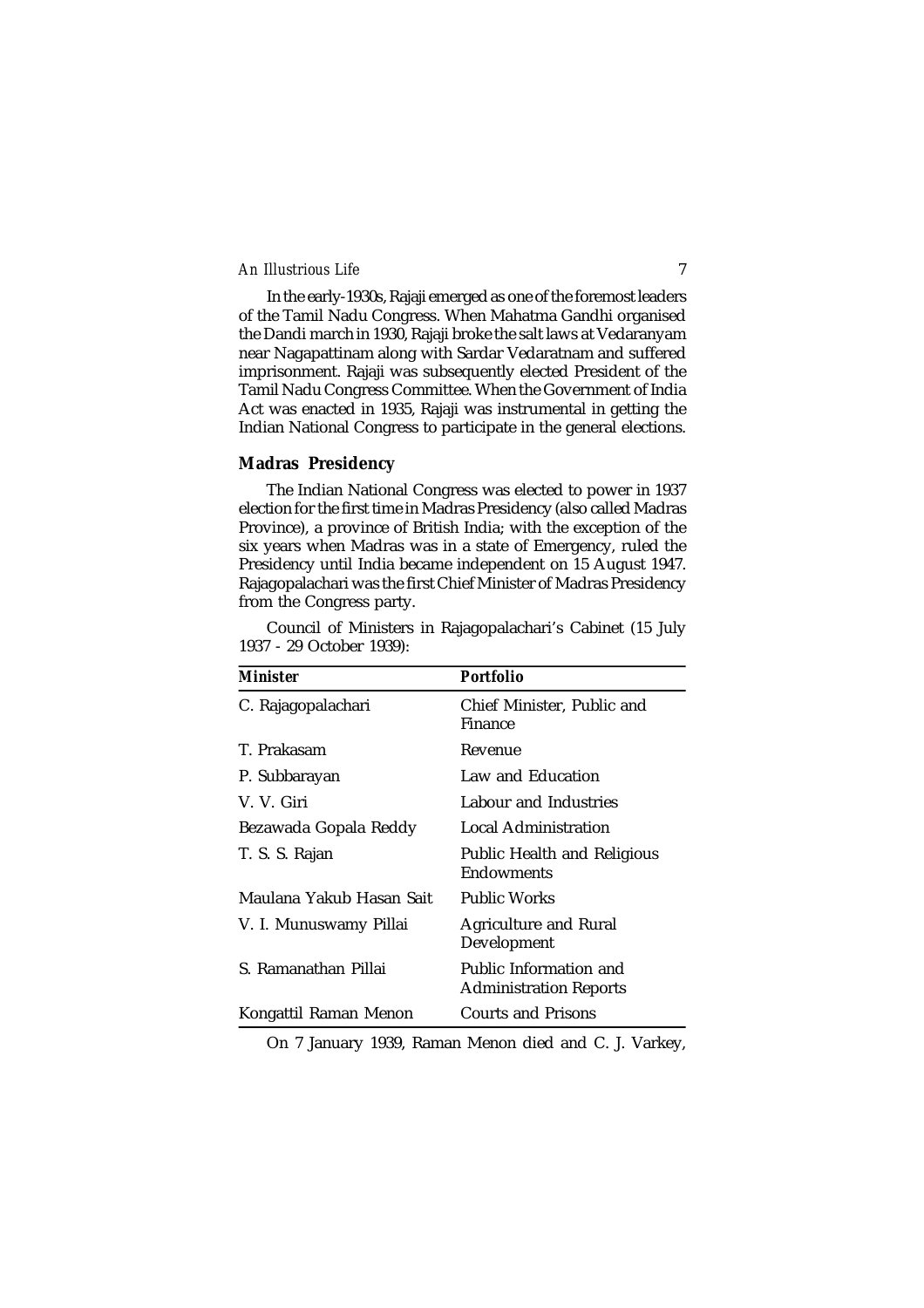In the early-1930s, Rajaji emerged as one of the foremost leaders of the Tamil Nadu Congress. When Mahatma Gandhi organised the Dandi march in 1930, Rajaji broke the salt laws at Vedaranyam near Nagapattinam along with Sardar Vedaratnam and suffered imprisonment. Rajaji was subsequently elected President of the Tamil Nadu Congress Committee. When the Government of India Act was enacted in 1935, Rajaji was instrumental in getting the Indian National Congress to participate in the general elections.

## Madras Presidency

The Indian National Congress was elected to power in 1937 election for the first time in Madras Presidency (also called Madras Province), a province of British India; with the exception of the six years when Madras was in a state of Emergency, ruled the Presidency until India became independent on 15 August 1947. Rajagopalachari was the first Chief Minister of Madras Presidency from the Congress party.

Council of Ministers in Rajagopalachari's Cabinet (15 July 1937 - 29 October 1939):

| Minister | Portfolio |
|---|---|
| C. Rajagopalachari | Chief Minister, Public and Finance |
| T. Prakasam | Revenue |
| P. Subbarayan | Law and Education |
| V. V. Giri | Labour and Industries |
| Bezawada Gopala Reddy | Local Administration |
| T. S. S. Rajan | Public Health and Religious Endowments |
| Maulana Yakub Hasan Sait | Public Works |
| V. I. Munuswamy Pillai | Agriculture and Rural Development |
| S. Ramanathan Pillai | Public Information and Administration Reports |
| Kongattil Raman Menon | Courts and Prisons |

On 7 January 1939, Raman Menon died and C. J. Varkey,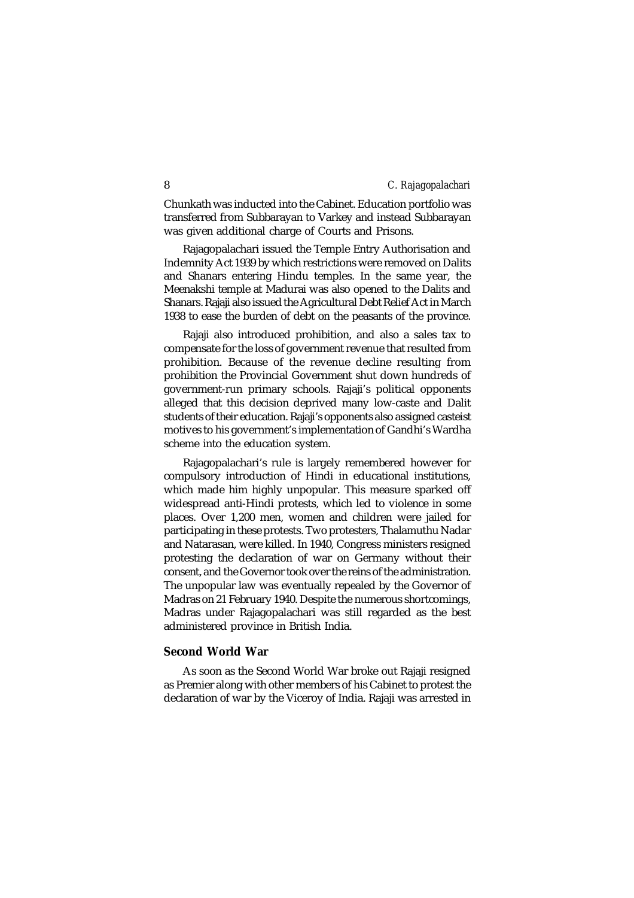Chunkath was inducted into the Cabinet. Education portfolio was transferred from Subbarayan to Varkey and instead Subbarayan was given additional charge of Courts and Prisons.

Rajagopalachari issued the Temple Entry Authorisation and Indemnity Act 1939 by which restrictions were removed on Dalits and Shanars entering Hindu temples. In the same year, the Meenakshi temple at Madurai was also opened to the Dalits and Shanars. Rajaji also issued the Agricultural Debt Relief Act in March 1938 to ease the burden of debt on the peasants of the province.

Rajaji also introduced prohibition, and also a sales tax to compensate for the loss of government revenue that resulted from prohibition. Because of the revenue decline resulting from prohibition the Provincial Government shut down hundreds of government-run primary schools. Rajaji's political opponents alleged that this decision deprived many low-caste and Dalit students of their education. Rajaji's opponents also assigned casteist motives to his government's implementation of Gandhi's Wardha scheme into the education system.

Rajagopalachari's rule is largely remembered however for compulsory introduction of Hindi in educational institutions, which made him highly unpopular. This measure sparked off widespread anti-Hindi protests, which led to violence in some places. Over 1,200 men, women and children were jailed for participating in these protests. Two protesters, Thalamuthu Nadar and Natarasan, were killed. In 1940, Congress ministers resigned protesting the declaration of war on Germany without their consent, and the Governor took over the reins of the administration. The unpopular law was eventually repealed by the Governor of Madras on 21 February 1940. Despite the numerous shortcomings, Madras under Rajagopalachari was still regarded as the best administered province in British India.

## Second World War

As soon as the Second World War broke out Rajaji resigned as Premier along with other members of his Cabinet to protest the declaration of war by the Viceroy of India. Rajaji was arrested in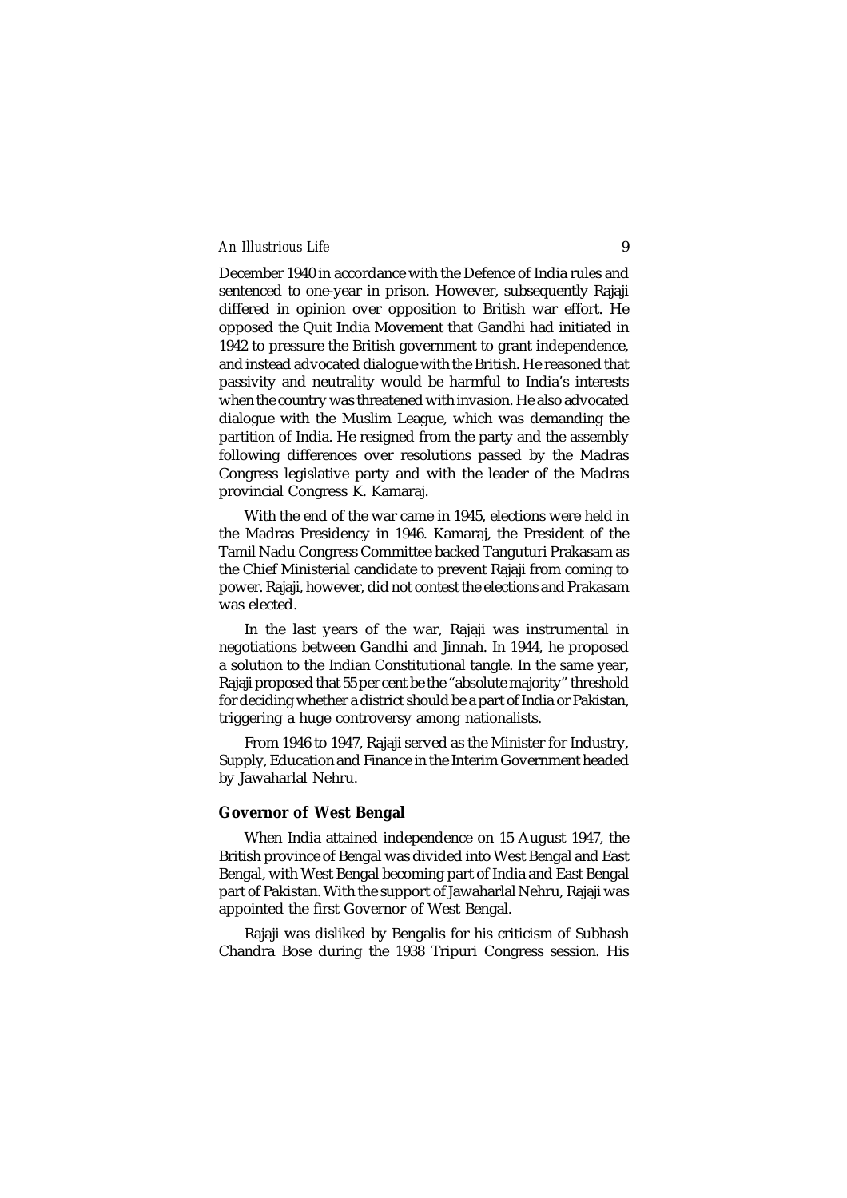December 1940 in accordance with the Defence of India rules and sentenced to one-year in prison. However, subsequently Rajaji differed in opinion over opposition to British war effort. He opposed the Quit India Movement that Gandhi had initiated in 1942 to pressure the British government to grant independence, and instead advocated dialogue with the British. He reasoned that passivity and neutrality would be harmful to India's interests when the country was threatened with invasion. He also advocated dialogue with the Muslim League, which was demanding the partition of India. He resigned from the party and the assembly following differences over resolutions passed by the Madras Congress legislative party and with the leader of the Madras provincial Congress K. Kamaraj.

With the end of the war came in 1945, elections were held in the Madras Presidency in 1946. Kamaraj, the President of the Tamil Nadu Congress Committee backed Tanguturi Prakasam as the Chief Ministerial candidate to prevent Rajaji from coming to power. Rajaji, however, did not contest the elections and Prakasam was elected.

In the last years of the war, Rajaji was instrumental in negotiations between Gandhi and Jinnah. In 1944, he proposed a solution to the Indian Constitutional tangle. In the same year, Rajaji proposed that 55 per cent be the "absolute majority" threshold for deciding whether a district should be a part of India or Pakistan, triggering a huge controversy among nationalists.

From 1946 to 1947, Rajaji served as the Minister for Industry, Supply, Education and Finance in the Interim Government headed by Jawaharlal Nehru.

### Governor of West Bengal

When India attained independence on 15 August 1947, the British province of Bengal was divided into West Bengal and East Bengal, with West Bengal becoming part of India and East Bengal part of Pakistan. With the support of Jawaharlal Nehru, Rajaji was appointed the first Governor of West Bengal.

Rajaji was disliked by Bengalis for his criticism of Subhash Chandra Bose during the 1938 Tripuri Congress session. His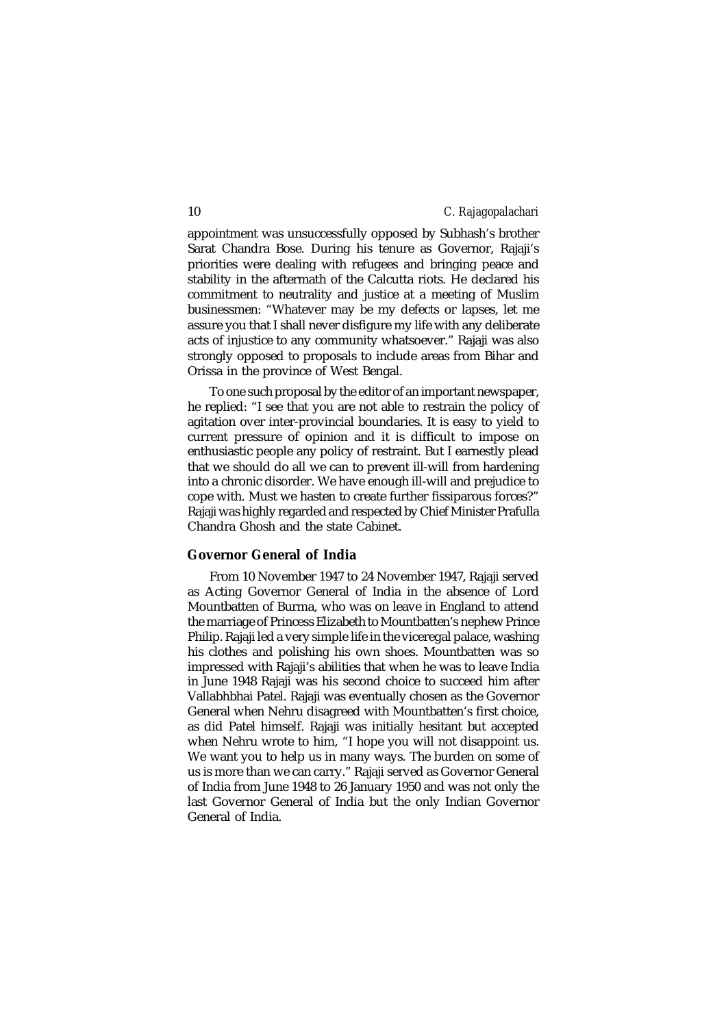appointment was unsuccessfully opposed by Subhash's brother Sarat Chandra Bose. During his tenure as Governor, Rajaji's priorities were dealing with refugees and bringing peace and stability in the aftermath of the Calcutta riots. He declared his commitment to neutrality and justice at a meeting of Muslim businessmen: "Whatever may be my defects or lapses, let me assure you that I shall never disfigure my life with any deliberate acts of injustice to any community whatsoever." Rajaji was also strongly opposed to proposals to include areas from Bihar and Orissa in the province of West Bengal.

To one such proposal by the editor of an important newspaper, he replied: "I see that you are not able to restrain the policy of agitation over inter-provincial boundaries. It is easy to yield to current pressure of opinion and it is difficult to impose on enthusiastic people any policy of restraint. But I earnestly plead that we should do all we can to prevent ill-will from hardening into a chronic disorder. We have enough ill-will and prejudice to cope with. Must we hasten to create further fissiparous forces?" Rajaji was highly regarded and respected by Chief Minister Prafulla Chandra Ghosh and the state Cabinet.

## Governor General of India

From 10 November 1947 to 24 November 1947, Rajaji served as Acting Governor General of India in the absence of Lord Mountbatten of Burma, who was on leave in England to attend the marriage of Princess Elizabeth to Mountbatten's nephew Prince Philip. Rajaji led a very simple life in the viceregal palace, washing his clothes and polishing his own shoes. Mountbatten was so impressed with Rajaji's abilities that when he was to leave India in June 1948 Rajaji was his second choice to succeed him after Vallabhbhai Patel. Rajaji was eventually chosen as the Governor General when Nehru disagreed with Mountbatten's first choice, as did Patel himself. Rajaji was initially hesitant but accepted when Nehru wrote to him, "I hope you will not disappoint us. We want you to help us in many ways. The burden on some of us is more than we can carry." Rajaji served as Governor General of India from June 1948 to 26 January 1950 and was not only the last Governor General of India but the only Indian Governor General of India.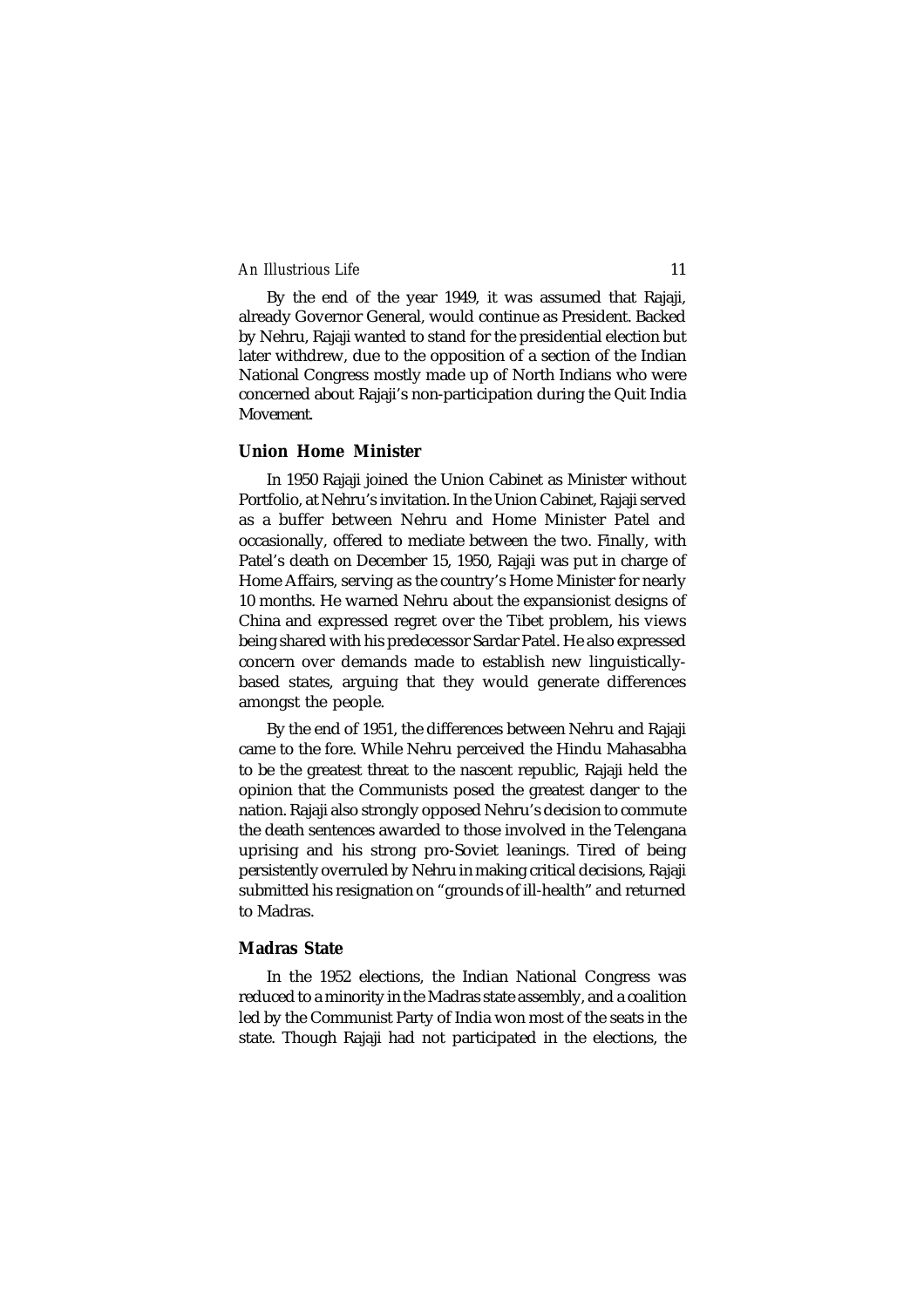By the end of the year 1949, it was assumed that Rajaji, already Governor General, would continue as President. Backed by Nehru, Rajaji wanted to stand for the presidential election but later withdrew, due to the opposition of a section of the Indian National Congress mostly made up of North Indians who were concerned about Rajaji's non-participation during the Quit India Movement.

### Union Home Minister

In 1950 Rajaji joined the Union Cabinet as Minister without Portfolio, at Nehru's invitation. In the Union Cabinet, Rajaji served as a buffer between Nehru and Home Minister Patel and occasionally, offered to mediate between the two. Finally, with Patel's death on December 15, 1950, Rajaji was put in charge of Home Affairs, serving as the country's Home Minister for nearly 10 months. He warned Nehru about the expansionist designs of China and expressed regret over the Tibet problem, his views being shared with his predecessor Sardar Patel. He also expressed concern over demands made to establish new linguistically-based states, arguing that they would generate differences amongst the people.

By the end of 1951, the differences between Nehru and Rajaji came to the fore. While Nehru perceived the Hindu Mahasabha to be the greatest threat to the nascent republic, Rajaji held the opinion that the Communists posed the greatest danger to the nation. Rajaji also strongly opposed Nehru's decision to commute the death sentences awarded to those involved in the Telengana uprising and his strong pro-Soviet leanings. Tired of being persistently overruled by Nehru in making critical decisions, Rajaji submitted his resignation on "grounds of ill-health" and returned to Madras.

### Madras State

In the 1952 elections, the Indian National Congress was reduced to a minority in the Madras state assembly, and a coalition led by the Communist Party of India won most of the seats in the state. Though Rajaji had not participated in the elections, the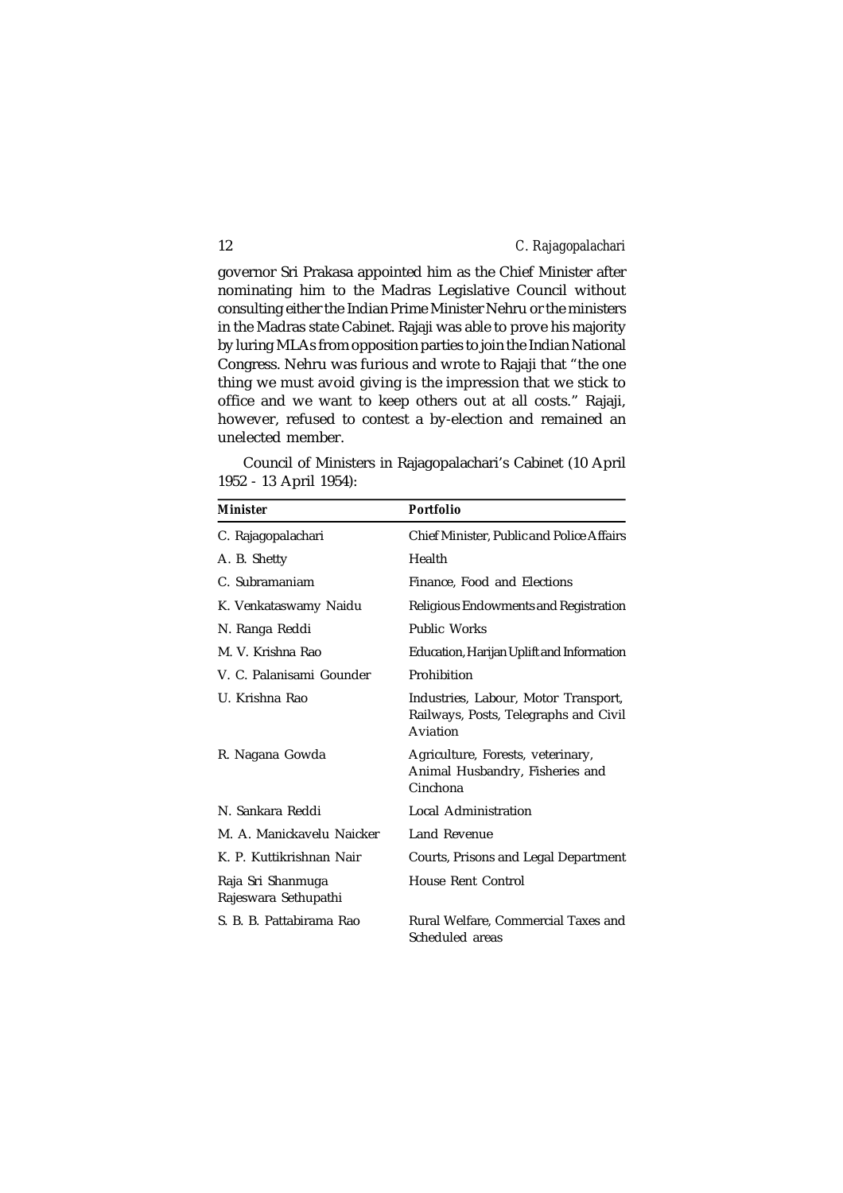governor Sri Prakasa appointed him as the Chief Minister after nominating him to the Madras Legislative Council without consulting either the Indian Prime Minister Nehru or the ministers in the Madras state Cabinet. Rajaji was able to prove his majority by luring MLAs from opposition parties to join the Indian National Congress. Nehru was furious and wrote to Rajaji that "the one thing we must avoid giving is the impression that we stick to office and we want to keep others out at all costs." Rajaji, however, refused to contest a by-election and remained an unelected member.

Council of Ministers in Rajagopalachari's Cabinet (10 April 1952 - 13 April 1954):

| Minister | Portfolio |
|---|---|
| C. Rajagopalachari | Chief Minister, Public and Police Affairs |
| A. B. Shetty | Health |
| C. Subramaniam | Finance, Food and Elections |
| K. Venkataswamy Naidu | Religious Endowments and Registration |
| N. Ranga Reddi | Public Works |
| M. V. Krishna Rao | Education, Harijan Uplift and Information |
| V. C. Palanisami Gounder | Prohibition |
| U. Krishna Rao | Industries, Labour, Motor Transport, Railways, Posts, Telegraphs and Civil Aviation |
| R. Nagana Gowda | Agriculture, Forests, veterinary, Animal Husbandry, Fisheries and Cinchona |
| N. Sankara Reddi | Local Administration |
| M. A. Manickavelu Naicker | Land Revenue |
| K. P. Kuttikrishnan Nair | Courts, Prisons and Legal Department |
| Raja Sri Shanmuga Rajeswara Sethupathi | House Rent Control |
| S. B. B. Pattabirama Rao | Rural Welfare, Commercial Taxes and Scheduled areas |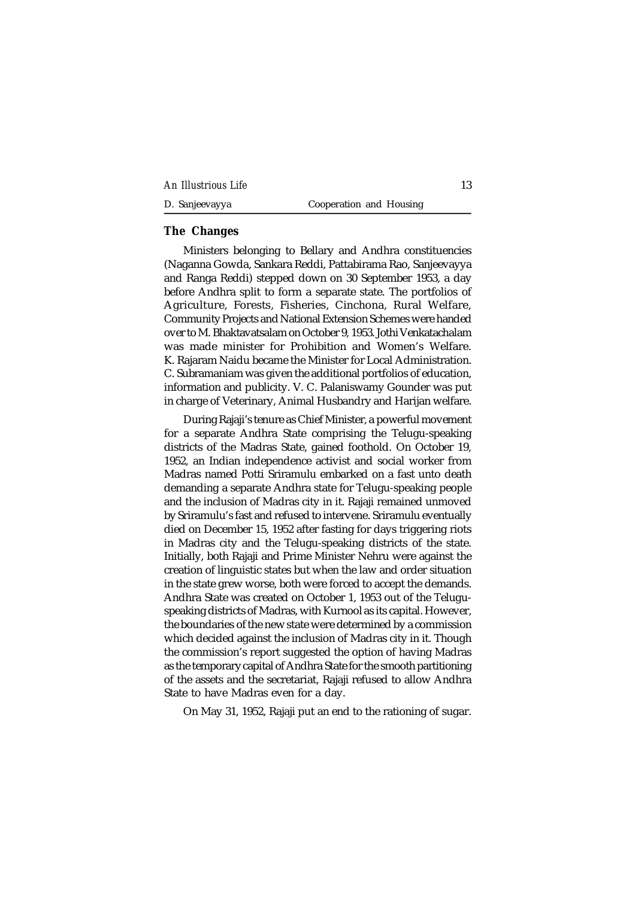## The Changes

Ministers belonging to Bellary and Andhra constituencies (Naganna Gowda, Sankara Reddi, Pattabirama Rao, Sanjeevayya and Ranga Reddi) stepped down on 30 September 1953, a day before Andhra split to form a separate state. The portfolios of Agriculture, Forests, Fisheries, Cinchona, Rural Welfare, Community Projects and National Extension Schemes were handed over to M. Bhaktavatsalam on October 9, 1953. Jothi Venkatachalam was made minister for Prohibition and Women's Welfare. K. Rajaram Naidu became the Minister for Local Administration. C. Subramaniam was given the additional portfolios of education, information and publicity. V. C. Palaniswamy Gounder was put in charge of Veterinary, Animal Husbandry and Harijan welfare.

During Rajaji's tenure as Chief Minister, a powerful movement for a separate Andhra State comprising the Telugu-speaking districts of the Madras State, gained foothold. On October 19, 1952, an Indian independence activist and social worker from Madras named Potti Sriramulu embarked on a fast unto death demanding a separate Andhra state for Telugu-speaking people and the inclusion of Madras city in it. Rajaji remained unmoved by Sriramulu's fast and refused to intervene. Sriramulu eventually died on December 15, 1952 after fasting for days triggering riots in Madras city and the Telugu-speaking districts of the state. Initially, both Rajaji and Prime Minister Nehru were against the creation of linguistic states but when the law and order situation in the state grew worse, both were forced to accept the demands. Andhra State was created on October 1, 1953 out of the Telugu-speaking districts of Madras, with Kurnool as its capital. However, the boundaries of the new state were determined by a commission which decided against the inclusion of Madras city in it. Though the commission's report suggested the option of having Madras as the temporary capital of Andhra State for the smooth partitioning of the assets and the secretariat, Rajaji refused to allow Andhra State to have Madras even for a day.

On May 31, 1952, Rajaji put an end to the rationing of sugar.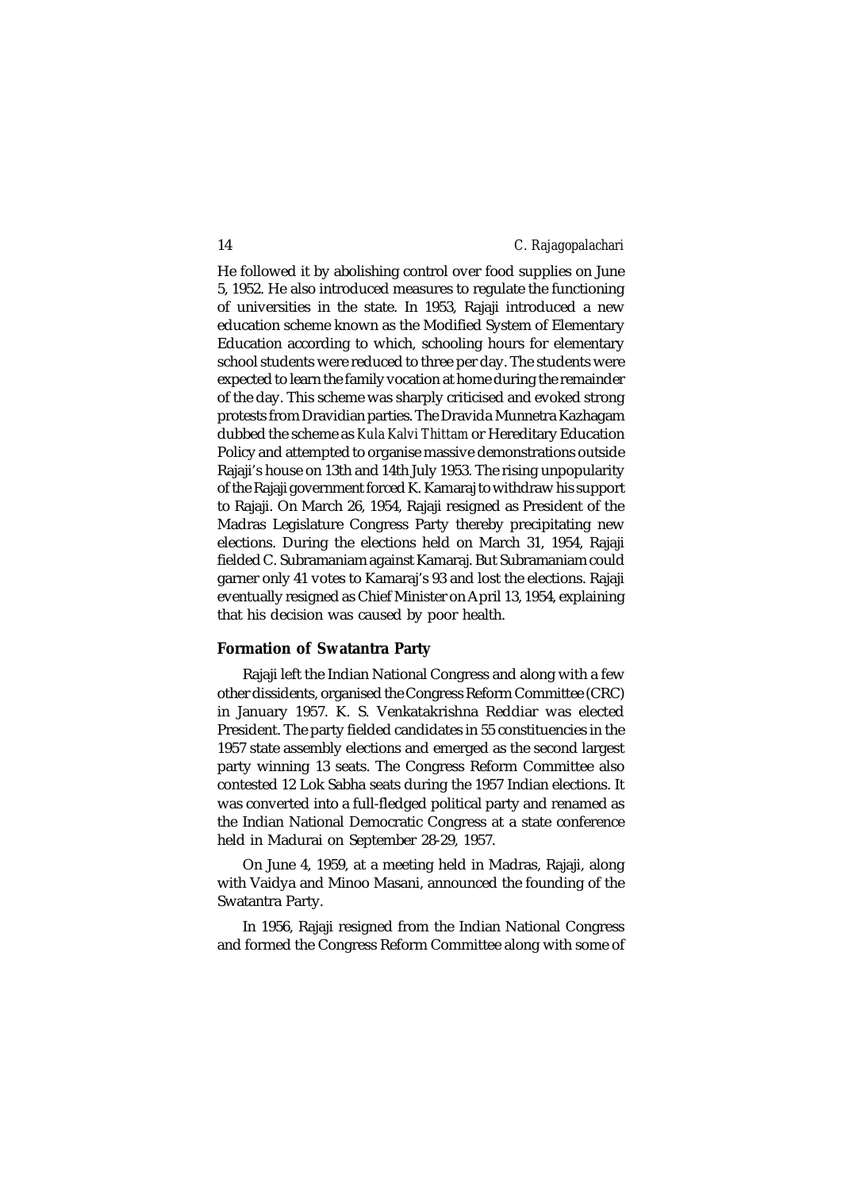He followed it by abolishing control over food supplies on June 5, 1952. He also introduced measures to regulate the functioning of universities in the state. In 1953, Rajaji introduced a new education scheme known as the Modified System of Elementary Education according to which, schooling hours for elementary school students were reduced to three per day. The students were expected to learn the family vocation at home during the remainder of the day. This scheme was sharply criticised and evoked strong protests from Dravidian parties. The Dravida Munnetra Kazhagam dubbed the scheme as *Kula Kalvi Thittam* or Hereditary Education Policy and attempted to organise massive demonstrations outside Rajaji's house on 13th and 14th July 1953. The rising unpopularity of the Rajaji government forced K. Kamaraj to withdraw his support to Rajaji. On March 26, 1954, Rajaji resigned as President of the Madras Legislature Congress Party thereby precipitating new elections. During the elections held on March 31, 1954, Rajaji fielded C. Subramaniam against Kamaraj. But Subramaniam could garner only 41 votes to Kamaraj's 93 and lost the elections. Rajaji eventually resigned as Chief Minister on April 13, 1954, explaining that his decision was caused by poor health.

### Formation of Swatantra Party

Rajaji left the Indian National Congress and along with a few other dissidents, organised the Congress Reform Committee (CRC) in January 1957. K. S. Venkatakrishna Reddiar was elected President. The party fielded candidates in 55 constituencies in the 1957 state assembly elections and emerged as the second largest party winning 13 seats. The Congress Reform Committee also contested 12 Lok Sabha seats during the 1957 Indian elections. It was converted into a full-fledged political party and renamed as the Indian National Democratic Congress at a state conference held in Madurai on September 28-29, 1957.

On June 4, 1959, at a meeting held in Madras, Rajaji, along with Vaidya and Minoo Masani, announced the founding of the Swatantra Party.

In 1956, Rajaji resigned from the Indian National Congress and formed the Congress Reform Committee along with some of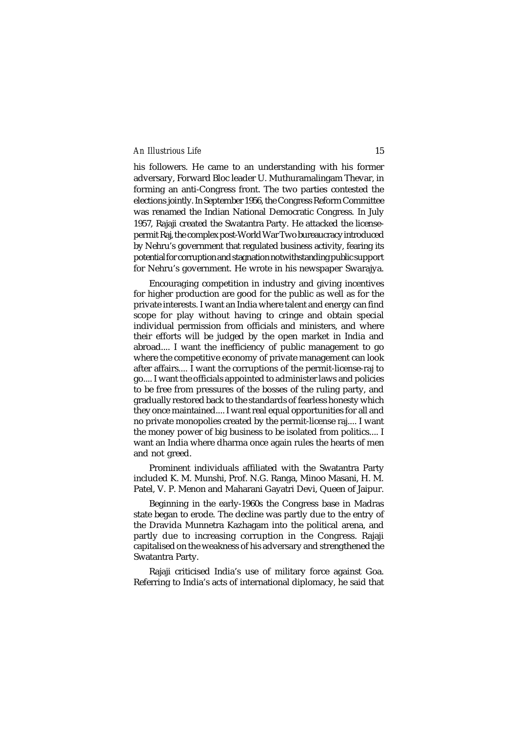his followers. He came to an understanding with his former adversary, Forward Bloc leader U. Muthuramalingam Thevar, in forming an anti-Congress front. The two parties contested the elections jointly. In September 1956, the Congress Reform Committee was renamed the Indian National Democratic Congress. In July 1957, Rajaji created the Swatantra Party. He attacked the license-permit Raj, the complex post-World War Two bureaucracy introduced by Nehru's government that regulated business activity, fearing its potential for corruption and stagnation notwithstanding public support for Nehru's government. He wrote in his newspaper Swarajya.

Encouraging competition in industry and giving incentives for higher production are good for the public as well as for the private interests. I want an India where talent and energy can find scope for play without having to cringe and obtain special individual permission from officials and ministers, and where their efforts will be judged by the open market in India and abroad.... I want the inefficiency of public management to go where the competitive economy of private management can look after affairs.... I want the corruptions of the permit-license-raj to go.... I want the officials appointed to administer laws and policies to be free from pressures of the bosses of the ruling party, and gradually restored back to the standards of fearless honesty which they once maintained.... I want real equal opportunities for all and no private monopolies created by the permit-license raj.... I want the money power of big business to be isolated from politics.... I want an India where dharma once again rules the hearts of men and not greed.

Prominent individuals affiliated with the Swatantra Party included K. M. Munshi, Prof. N.G. Ranga, Minoo Masani, H. M. Patel, V. P. Menon and Maharani Gayatri Devi, Queen of Jaipur.

Beginning in the early-1960s the Congress base in Madras state began to erode. The decline was partly due to the entry of the Dravida Munnetra Kazhagam into the political arena, and partly due to increasing corruption in the Congress. Rajaji capitalised on the weakness of his adversary and strengthened the Swatantra Party.

Rajaji criticised India's use of military force against Goa. Referring to India's acts of international diplomacy, he said that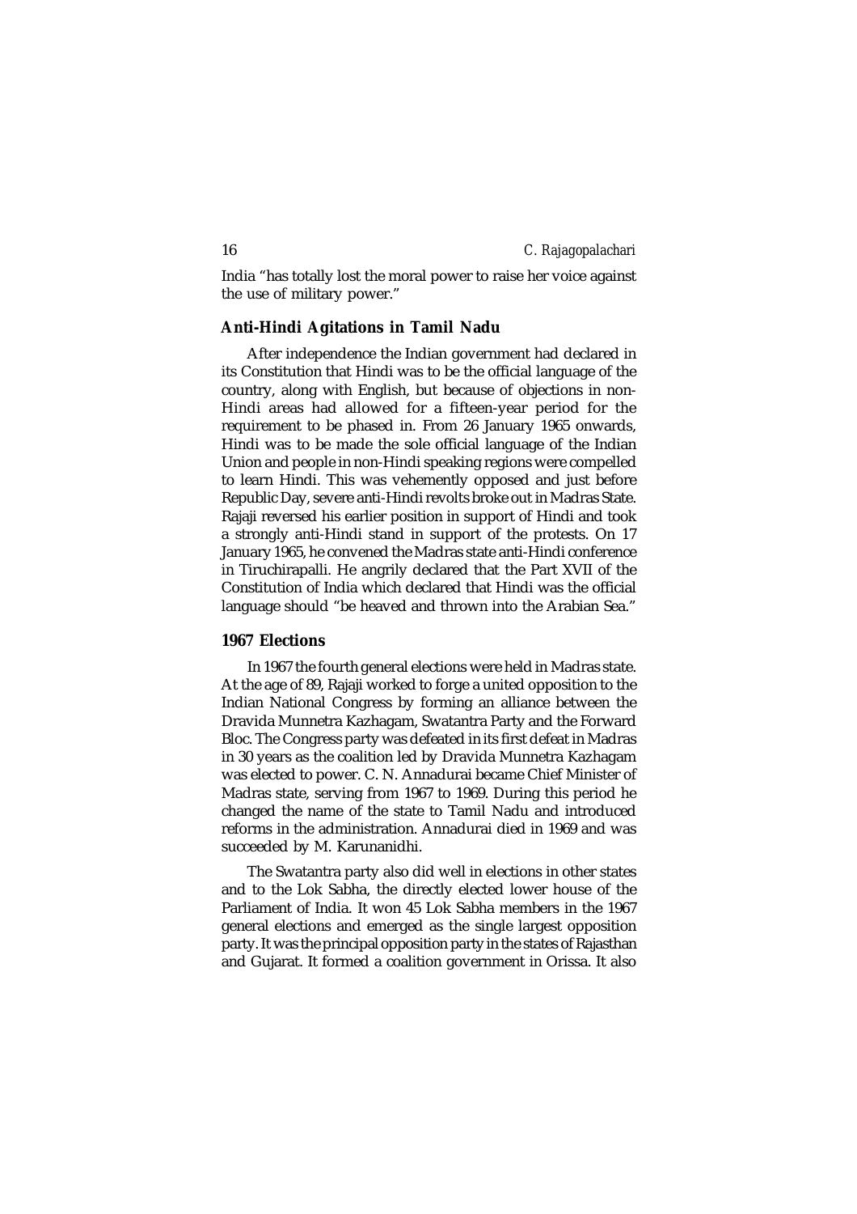India "has totally lost the moral power to raise her voice against the use of military power."

### Anti-Hindi Agitations in Tamil Nadu

After independence the Indian government had declared in its Constitution that Hindi was to be the official language of the country, along with English, but because of objections in non-Hindi areas had allowed for a fifteen-year period for the requirement to be phased in. From 26 January 1965 onwards, Hindi was to be made the sole official language of the Indian Union and people in non-Hindi speaking regions were compelled to learn Hindi. This was vehemently opposed and just before Republic Day, severe anti-Hindi revolts broke out in Madras State. Rajaji reversed his earlier position in support of Hindi and took a strongly anti-Hindi stand in support of the protests. On 17 January 1965, he convened the Madras state anti-Hindi conference in Tiruchirapalli. He angrily declared that the Part XVII of the Constitution of India which declared that Hindi was the official language should "be heaved and thrown into the Arabian Sea."

### 1967 Elections

In 1967 the fourth general elections were held in Madras state. At the age of 89, Rajaji worked to forge a united opposition to the Indian National Congress by forming an alliance between the Dravida Munnetra Kazhagam, Swatantra Party and the Forward Bloc. The Congress party was defeated in its first defeat in Madras in 30 years as the coalition led by Dravida Munnetra Kazhagam was elected to power. C. N. Annadurai became Chief Minister of Madras state, serving from 1967 to 1969. During this period he changed the name of the state to Tamil Nadu and introduced reforms in the administration. Annadurai died in 1969 and was succeeded by M. Karunanidhi.

The Swatantra party also did well in elections in other states and to the Lok Sabha, the directly elected lower house of the Parliament of India. It won 45 Lok Sabha members in the 1967 general elections and emerged as the single largest opposition party. It was the principal opposition party in the states of Rajasthan and Gujarat. It formed a coalition government in Orissa. It also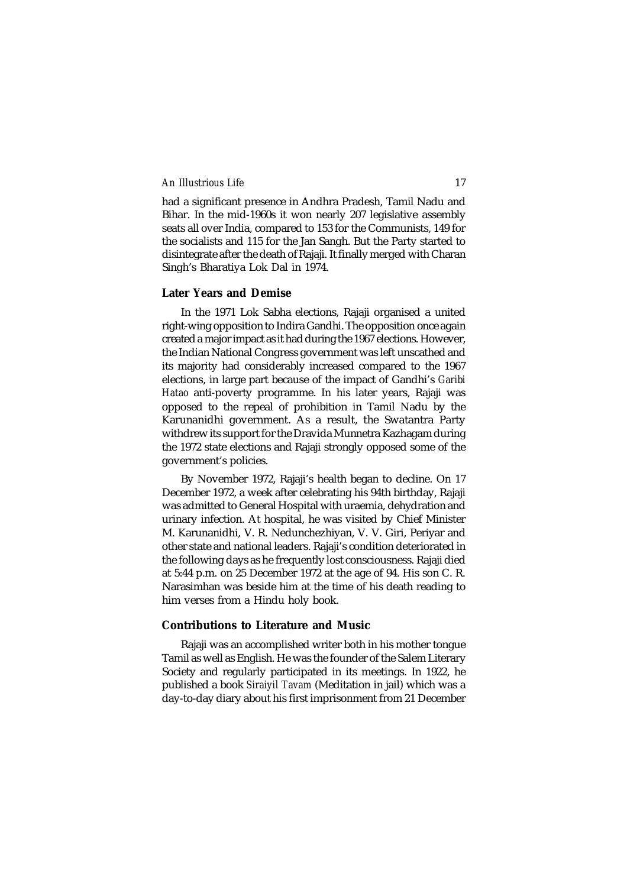had a significant presence in Andhra Pradesh, Tamil Nadu and Bihar. In the mid-1960s it won nearly 207 legislative assembly seats all over India, compared to 153 for the Communists, 149 for the socialists and 115 for the Jan Sangh. But the Party started to disintegrate after the death of Rajaji. It finally merged with Charan Singh's Bharatiya Lok Dal in 1974.

### Later Years and Demise

In the 1971 Lok Sabha elections, Rajaji organised a united right-wing opposition to Indira Gandhi. The opposition once again created a major impact as it had during the 1967 elections. However, the Indian National Congress government was left unscathed and its majority had considerably increased compared to the 1967 elections, in large part because of the impact of Gandhi's *Garibi Hatao* anti-poverty programme. In his later years, Rajaji was opposed to the repeal of prohibition in Tamil Nadu by the Karunanidhi government. As a result, the Swatantra Party withdrew its support for the Dravida Munnetra Kazhagam during the 1972 state elections and Rajaji strongly opposed some of the government's policies.

By November 1972, Rajaji's health began to decline. On 17 December 1972, a week after celebrating his 94th birthday, Rajaji was admitted to General Hospital with uraemia, dehydration and urinary infection. At hospital, he was visited by Chief Minister M. Karunanidhi, V. R. Nedunchezhiyan, V. V. Giri, Periyar and other state and national leaders. Rajaji's condition deteriorated in the following days as he frequently lost consciousness. Rajaji died at 5:44 p.m. on 25 December 1972 at the age of 94. His son C. R. Narasimhan was beside him at the time of his death reading to him verses from a Hindu holy book.

### Contributions to Literature and Music

Rajaji was an accomplished writer both in his mother tongue Tamil as well as English. He was the founder of the Salem Literary Society and regularly participated in its meetings. In 1922, he published a book *Siraiyil Tavam* (Meditation in jail) which was a day-to-day diary about his first imprisonment from 21 December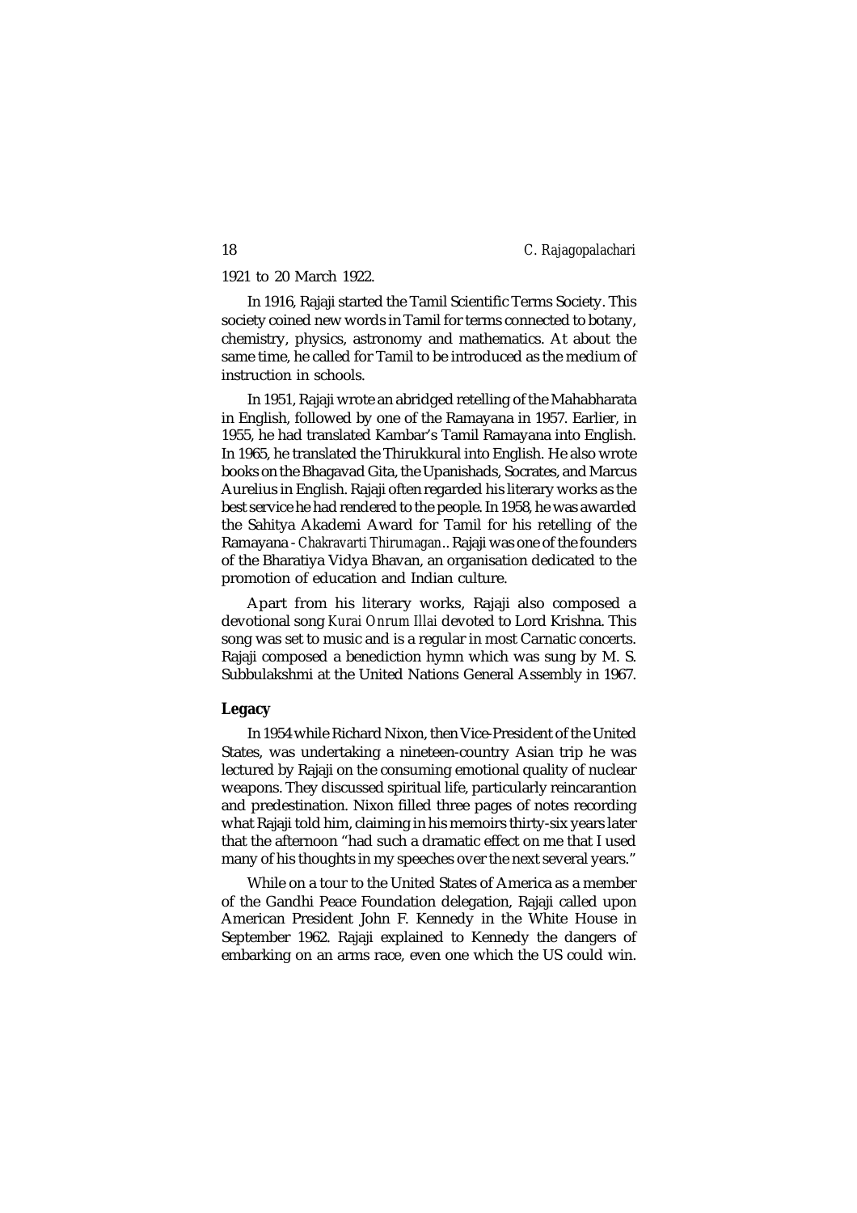1921 to 20 March 1922.

In 1916, Rajaji started the Tamil Scientific Terms Society. This society coined new words in Tamil for terms connected to botany, chemistry, physics, astronomy and mathematics. At about the same time, he called for Tamil to be introduced as the medium of instruction in schools.

In 1951, Rajaji wrote an abridged retelling of the Mahabharata in English, followed by one of the Ramayana in 1957. Earlier, in 1955, he had translated Kambar's Tamil Ramayana into English. In 1965, he translated the Thirukkural into English. He also wrote books on the Bhagavad Gita, the Upanishads, Socrates, and Marcus Aurelius in English. Rajaji often regarded his literary works as the best service he had rendered to the people. In 1958, he was awarded the Sahitya Akademi Award for Tamil for his retelling of the Ramayana - *Chakravarti Thirumagan*.. Rajaji was one of the founders of the Bharatiya Vidya Bhavan, an organisation dedicated to the promotion of education and Indian culture.

Apart from his literary works, Rajaji also composed a devotional song *Kurai Onrum Illai* devoted to Lord Krishna. This song was set to music and is a regular in most Carnatic concerts. Rajaji composed a benediction hymn which was sung by M. S. Subbulakshmi at the United Nations General Assembly in 1967.

## Legacy

In 1954 while Richard Nixon, then Vice-President of the United States, was undertaking a nineteen-country Asian trip he was lectured by Rajaji on the consuming emotional quality of nuclear weapons. They discussed spiritual life, particularly reincarantion and predestination. Nixon filled three pages of notes recording what Rajaji told him, claiming in his memoirs thirty-six years later that the afternoon "had such a dramatic effect on me that I used many of his thoughts in my speeches over the next several years."

While on a tour to the United States of America as a member of the Gandhi Peace Foundation delegation, Rajaji called upon American President John F. Kennedy in the White House in September 1962. Rajaji explained to Kennedy the dangers of embarking on an arms race, even one which the US could win.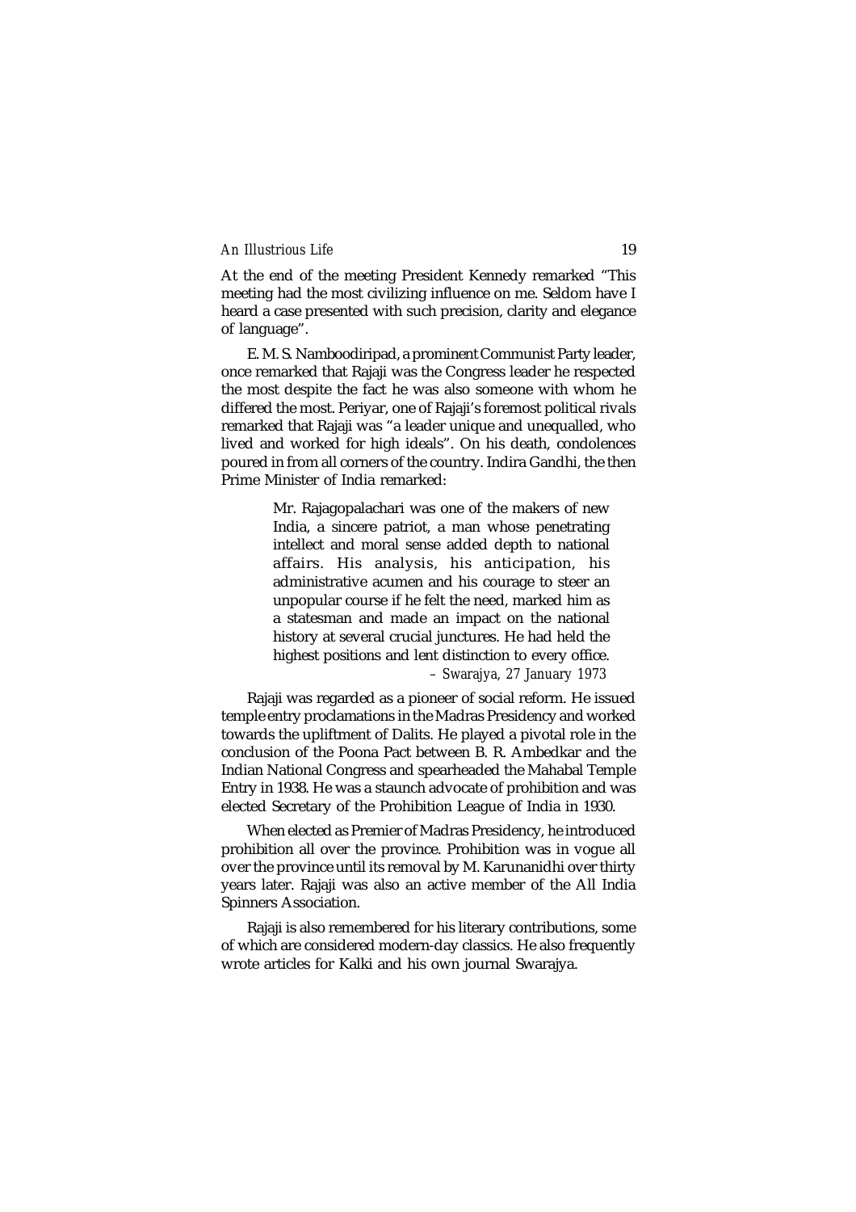At the end of the meeting President Kennedy remarked "This meeting had the most civilizing influence on me. Seldom have I heard a case presented with such precision, clarity and elegance of language".

E. M. S. Namboodiripad, a prominent Communist Party leader, once remarked that Rajaji was the Congress leader he respected the most despite the fact he was also someone with whom he differed the most. Periyar, one of Rajaji's foremost political rivals remarked that Rajaji was "a leader unique and unequalled, who lived and worked for high ideals". On his death, condolences poured in from all corners of the country. Indira Gandhi, the then Prime Minister of India remarked:

> Mr. Rajagopalachari was one of the makers of new India, a sincere patriot, a man whose penetrating intellect and moral sense added depth to national affairs. His analysis, his anticipation, his administrative acumen and his courage to steer an unpopular course if he felt the need, marked him as a statesman and made an impact on the national history at several crucial junctures. He had held the highest positions and lent distinction to every office.
>
> – *Swarajya, 27 January 1973*

Rajaji was regarded as a pioneer of social reform. He issued temple entry proclamations in the Madras Presidency and worked towards the upliftment of Dalits. He played a pivotal role in the conclusion of the Poona Pact between B. R. Ambedkar and the Indian National Congress and spearheaded the Mahabal Temple Entry in 1938. He was a staunch advocate of prohibition and was elected Secretary of the Prohibition League of India in 1930.

When elected as Premier of Madras Presidency, he introduced prohibition all over the province. Prohibition was in vogue all over the province until its removal by M. Karunanidhi over thirty years later. Rajaji was also an active member of the All India Spinners Association.

Rajaji is also remembered for his literary contributions, some of which are considered modern-day classics. He also frequently wrote articles for Kalki and his own journal Swarajya.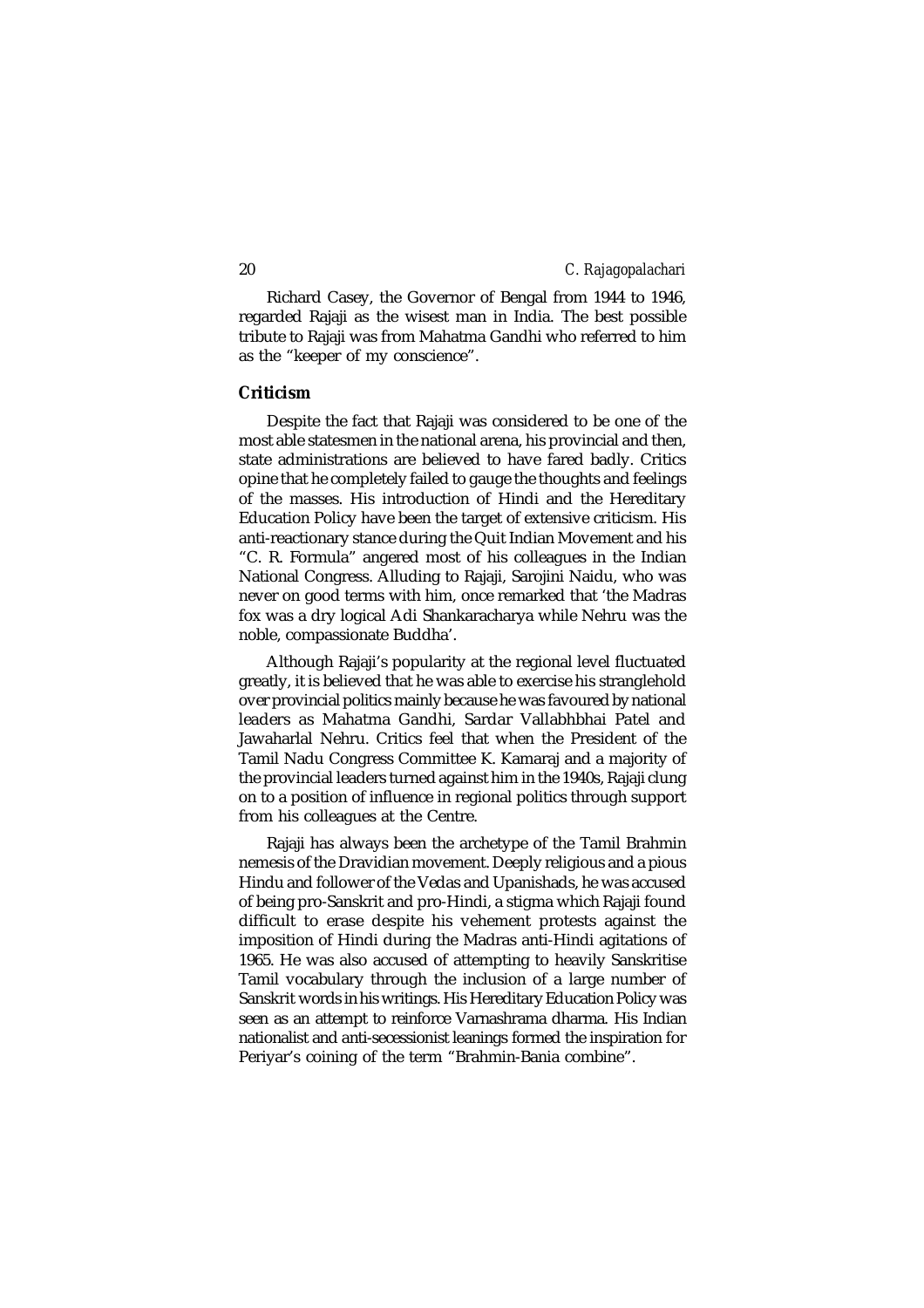Richard Casey, the Governor of Bengal from 1944 to 1946, regarded Rajaji as the wisest man in India. The best possible tribute to Rajaji was from Mahatma Gandhi who referred to him as the "keeper of my conscience".

### Criticism

Despite the fact that Rajaji was considered to be one of the most able statesmen in the national arena, his provincial and then, state administrations are believed to have fared badly. Critics opine that he completely failed to gauge the thoughts and feelings of the masses. His introduction of Hindi and the Hereditary Education Policy have been the target of extensive criticism. His anti-reactionary stance during the Quit Indian Movement and his "C. R. Formula" angered most of his colleagues in the Indian National Congress. Alluding to Rajaji, Sarojini Naidu, who was never on good terms with him, once remarked that 'the Madras fox was a dry logical Adi Shankaracharya while Nehru was the noble, compassionate Buddha'.

Although Rajaji's popularity at the regional level fluctuated greatly, it is believed that he was able to exercise his stranglehold over provincial politics mainly because he was favoured by national leaders as Mahatma Gandhi, Sardar Vallabhbhai Patel and Jawaharlal Nehru. Critics feel that when the President of the Tamil Nadu Congress Committee K. Kamaraj and a majority of the provincial leaders turned against him in the 1940s, Rajaji clung on to a position of influence in regional politics through support from his colleagues at the Centre.

Rajaji has always been the archetype of the Tamil Brahmin nemesis of the Dravidian movement. Deeply religious and a pious Hindu and follower of the Vedas and Upanishads, he was accused of being pro-Sanskrit and pro-Hindi, a stigma which Rajaji found difficult to erase despite his vehement protests against the imposition of Hindi during the Madras anti-Hindi agitations of 1965. He was also accused of attempting to heavily Sanskritise Tamil vocabulary through the inclusion of a large number of Sanskrit words in his writings. His Hereditary Education Policy was seen as an attempt to reinforce Varnashrama dharma. His Indian nationalist and anti-secessionist leanings formed the inspiration for Periyar's coining of the term "Brahmin-Bania combine".